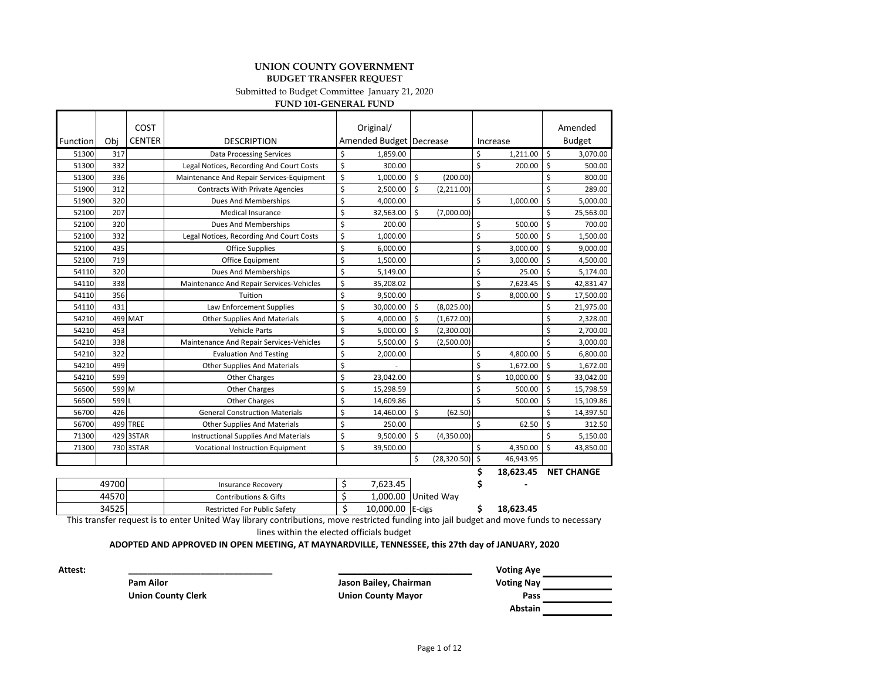**UNION COUNTY GOVERNMENT**

**BUDGET TRANSFER REQUEST**

Submitted to Budget Committee January 21, 2020

**FUND 101-GENERAL FUND**

| Function | Obj | COST CENTER | DESCRIPTION | Original/ Amended Budget | Decrease | Increase | Amended Budget |
|---|---|---|---|---|---|---|---|
| 51300 | 317 | | Data Processing Services | $ 1,859.00 | | $ 1,211.00 | $ 3,070.00 |
| 51300 | 332 | | Legal Notices, Recording And Court Costs | $ 300.00 | | $ 200.00 | $ 500.00 |
| 51300 | 336 | | Maintenance And Repair Services-Equipment | $ 1,000.00 | $ (200.00) | | $ 800.00 |
| 51900 | 312 | | Contracts With Private Agencies | $ 2,500.00 | $ (2,211.00) | | $ 289.00 |
| 51900 | 320 | | Dues And Memberships | $ 4,000.00 | | $ 1,000.00 | $ 5,000.00 |
| 52100 | 207 | | Medical Insurance | $ 32,563.00 | $ (7,000.00) | | $ 25,563.00 |
| 52100 | 320 | | Dues And Memberships | $ 200.00 | | $ 500.00 | $ 700.00 |
| 52100 | 332 | | Legal Notices, Recording And Court Costs | $ 1,000.00 | | $ 500.00 | $ 1,500.00 |
| 52100 | 435 | | Office Supplies | $ 6,000.00 | | $ 3,000.00 | $ 9,000.00 |
| 52100 | 719 | | Office Equipment | $ 1,500.00 | | $ 3,000.00 | $ 4,500.00 |
| 54110 | 320 | | Dues And Memberships | $ 5,149.00 | | $ 25.00 | $ 5,174.00 |
| 54110 | 338 | | Maintenance And Repair Services-Vehicles | $ 35,208.02 | | $ 7,623.45 | $ 42,831.47 |
| 54110 | 356 | | Tuition | $ 9,500.00 | | $ 8,000.00 | $ 17,500.00 |
| 54110 | 431 | | Law Enforcement Supplies | $ 30,000.00 | $ (8,025.00) | | $ 21,975.00 |
| 54210 | 499 | MAT | Other Supplies And Materials | $ 4,000.00 | $ (1,672.00) | | $ 2,328.00 |
| 54210 | 453 | | Vehicle Parts | $ 5,000.00 | $ (2,300.00) | | $ 2,700.00 |
| 54210 | 338 | | Maintenance And Repair Services-Vehicles | $ 5,500.00 | $ (2,500.00) | | $ 3,000.00 |
| 54210 | 322 | | Evaluation And Testing | $ 2,000.00 | | $ 4,800.00 | $ 6,800.00 |
| 54210 | 499 | | Other Supplies And Materials | $ - | | $ 1,672.00 | $ 1,672.00 |
| 54210 | 599 | | Other Charges | $ 23,042.00 | | $ 10,000.00 | $ 33,042.00 |
| 56500 | 599 | M | Other Charges | $ 15,298.59 | | $ 500.00 | $ 15,798.59 |
| 56500 | 599 | L | Other Charges | $ 14,609.86 | | $ 500.00 | $ 15,109.86 |
| 56700 | 426 | | General Construction Materials | $ 14,460.00 | $ (62.50) | | $ 14,397.50 |
| 56700 | 499 | TREE | Other Supplies And Materials | $ 250.00 | | $ 62.50 | $ 312.50 |
| 71300 | 429 | 3STAR | Instructional Supplies And Materials | $ 9,500.00 | $ (4,350.00) | | $ 5,150.00 |
| 71300 | 730 | 3STAR | Vocational Instruction Equipment | $ 39,500.00 | | $ 4,350.00 | $ 43,850.00 |
| | | | | | $ (28,320.50) | $ 46,943.95 | |
| | | | | | | **$ 18,623.45** | **NET CHANGE** |

| | | | | | |
|---|---|---|---|---|---|
| 49700 | | Insurance Recovery | $ 7,623.45 | | $ - |
| 44570 | | Contributions & Gifts | $ 1,000.00 | United Way | |
| 34525 | | Restricted For Public Safety | $ 10,000.00 | E-cigs | **$ 18,623.45** |

This transfer request is to enter United Way library contributions, move restricted funding into jail budget and move funds to necessary lines within the elected officials budget

**ADOPTED AND APPROVED IN OPEN MEETING, AT MAYNARDVILLE, TENNESSEE, this 27th day of JANUARY, 2020**

**Attest:** ______________________________ ______________________________

**Pam Ailor** — **Union County Clerk**

**Jason Bailey, Chairman** — **Union County Mayor**

**Voting Aye** ____________

**Voting Nay** ____________

**Pass** ____________

**Abstain** ____________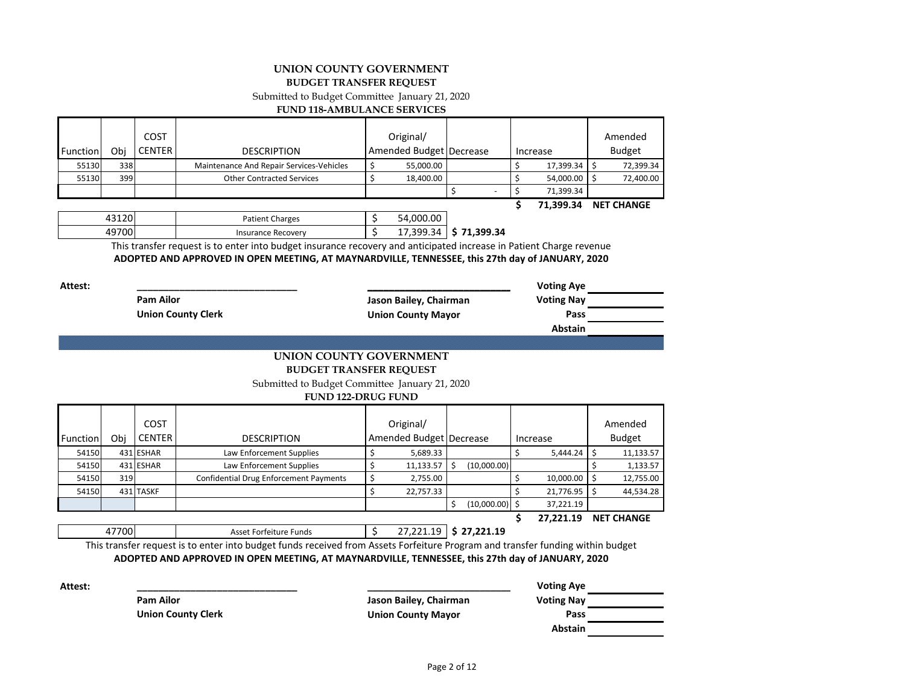# UNION COUNTY GOVERNMENT

**BUDGET TRANSFER REQUEST**

Submitted to Budget Committee January 21, 2020

**FUND 118-AMBULANCE SERVICES**

| Function | Obj | COST CENTER | DESCRIPTION | Original/ Amended Budget | Decrease | Increase | Amended Budget |
|---|---|---|---|---|---|---|---|
| 55130 | 338 | | Maintenance And Repair Services-Vehicles | $ 55,000.00 | | $ 17,399.34 | $ 72,399.34 |
| 55130 | 399 | | Other Contracted Services | $ 18,400.00 | | $ 54,000.00 | $ 72,400.00 |
| | | | | | $ - | $ 71,399.34 | |
| | | | | | | **$ 71,399.34** | **NET CHANGE** |

| | | | | |
|---|---|---|---|---|
| 43120 | | Patient Charges | $ 54,000.00 | |
| 49700 | | Insurance Recovery | $ 17,399.34 | **$ 71,399.34** |

This transfer request is to enter into budget insurance recovery and anticipated increase in Patient Charge revenue

**ADOPTED AND APPROVED IN OPEN MEETING, AT MAYNARDVILLE, TENNESSEE, this 27th day of JANUARY, 2020**

**Attest:** ______________________________ ______________________________

**Pam Ailor** — **Union County Clerk**

**Jason Bailey, Chairman** — **Union County Mayor**

**Voting Aye** ____________
**Voting Nay** ____________
**Pass** ____________
**Abstain** ____________

# UNION COUNTY GOVERNMENT

**BUDGET TRANSFER REQUEST**

Submitted to Budget Committee January 21, 2020

**FUND 122-DRUG FUND**

| Function | Obj | COST CENTER | DESCRIPTION | Original/ Amended Budget | Decrease | Increase | Amended Budget |
|---|---|---|---|---|---|---|---|
| 54150 | 431 | ESHAR | Law Enforcement Supplies | $ 5,689.33 | | $ 5,444.24 | $ 11,133.57 |
| 54150 | 431 | ESHAR | Law Enforcement Supplies | $ 11,133.57 | $ (10,000.00) | | $ 1,133.57 |
| 54150 | 319 | | Confidential Drug Enforcement Payments | $ 2,755.00 | | $ 10,000.00 | $ 12,755.00 |
| 54150 | 431 | TASKF | | $ 22,757.33 | | $ 21,776.95 | $ 44,534.28 |
| | | | | | $ (10,000.00) | $ 37,221.19 | |
| | | | | | | **$ 27,221.19** | **NET CHANGE** |

| | | | | |
|---|---|---|---|---|
| 47700 | | Asset Forfeiture Funds | $ 27,221.19 | **$ 27,221.19** |

This transfer request is to enter into budget funds received from Assets Forfeiture Program and transfer funding within budget

**ADOPTED AND APPROVED IN OPEN MEETING, AT MAYNARDVILLE, TENNESSEE, this 27th day of JANUARY, 2020**

**Attest:** ______________________________ ______________________________

**Pam Ailor** — **Union County Clerk**

**Jason Bailey, Chairman** — **Union County Mayor**

**Voting Aye** ____________
**Voting Nay** ____________
**Pass** ____________
**Abstain** ____________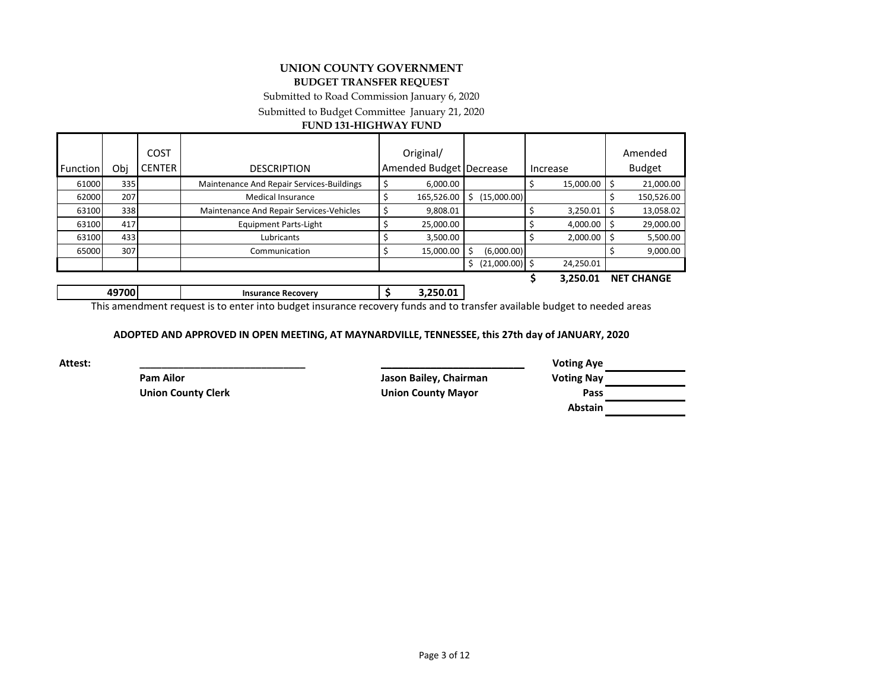# UNION COUNTY GOVERNMENT

## BUDGET TRANSFER REQUEST

Submitted to Road Commission January 6, 2020

Submitted to Budget Committee January 21, 2020

**FUND 131-HIGHWAY FUND**

| Function | Obj | COST CENTER | DESCRIPTION | Original/ Amended Budget | Decrease | Increase | Amended Budget |
|---|---|---|---|---|---|---|---|
| 61000 | 335 | | Maintenance And Repair Services-Buildings | $ 6,000.00 | | $ 15,000.00 | $ 21,000.00 |
| 62000 | 207 | | Medical Insurance | $ 165,526.00 | $ (15,000.00) | | $ 150,526.00 |
| 63100 | 338 | | Maintenance And Repair Services-Vehicles | $ 9,808.01 | | $ 3,250.01 | $ 13,058.02 |
| 63100 | 417 | | Equipment Parts-Light | $ 25,000.00 | | $ 4,000.00 | $ 29,000.00 |
| 63100 | 433 | | Lubricants | $ 3,500.00 | | $ 2,000.00 | $ 5,500.00 |
| 65000 | 307 | | Communication | $ 15,000.00 | $ (6,000.00) | | $ 9,000.00 |
| | | | | | $ (21,000.00) | $ 24,250.01 | |
| | | | | | | **$ 3,250.01** | **NET CHANGE** |
| | **49700** | | **Insurance Recovery** | **$ 3,250.01** | | | |

This amendment request is to enter into budget insurance recovery funds and to transfer available budget to needed areas

**ADOPTED AND APPROVED IN OPEN MEETING, AT MAYNARDVILLE, TENNESSEE, this 27th day of JANUARY, 2020**

**Attest:** ______________________________ ______________________________

**Pam Ailor** — **Union County Clerk**

**Jason Bailey, Chairman** — **Union County Mayor**

**Voting Aye** ____________

**Voting Nay** ____________

**Pass** ____________

**Abstain** ____________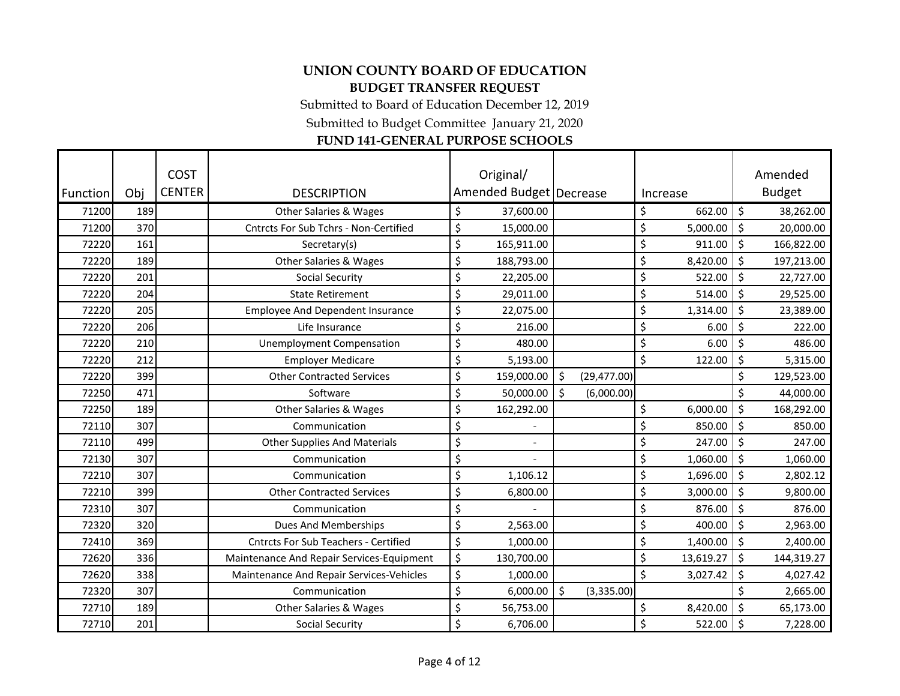# UNION COUNTY BOARD OF EDUCATION

## BUDGET TRANSFER REQUEST

Submitted to Board of Education December 12, 2019

Submitted to Budget Committee January 21, 2020

**FUND 141-GENERAL PURPOSE SCHOOLS**

| Function | Obj | COST CENTER | DESCRIPTION | Original/ Amended Budget | Decrease | Increase | Amended Budget |
|---|---|---|---|---|---|---|---|
| 71200 | 189 | | Other Salaries & Wages | $ 37,600.00 | | $ 662.00 | $ 38,262.00 |
| 71200 | 370 | | Cntrcts For Sub Tchrs - Non-Certified | $ 15,000.00 | | $ 5,000.00 | $ 20,000.00 |
| 72220 | 161 | | Secretary(s) | $ 165,911.00 | | $ 911.00 | $ 166,822.00 |
| 72220 | 189 | | Other Salaries & Wages | $ 188,793.00 | | $ 8,420.00 | $ 197,213.00 |
| 72220 | 201 | | Social Security | $ 22,205.00 | | $ 522.00 | $ 22,727.00 |
| 72220 | 204 | | State Retirement | $ 29,011.00 | | $ 514.00 | $ 29,525.00 |
| 72220 | 205 | | Employee And Dependent Insurance | $ 22,075.00 | | $ 1,314.00 | $ 23,389.00 |
| 72220 | 206 | | Life Insurance | $ 216.00 | | $ 6.00 | $ 222.00 |
| 72220 | 210 | | Unemployment Compensation | $ 480.00 | | $ 6.00 | $ 486.00 |
| 72220 | 212 | | Employer Medicare | $ 5,193.00 | | $ 122.00 | $ 5,315.00 |
| 72220 | 399 | | Other Contracted Services | $ 159,000.00 | $ (29,477.00) | | $ 129,523.00 |
| 72250 | 471 | | Software | $ 50,000.00 | $ (6,000.00) | | $ 44,000.00 |
| 72250 | 189 | | Other Salaries & Wages | $ 162,292.00 | | $ 6,000.00 | $ 168,292.00 |
| 72110 | 307 | | Communication | $ - | | $ 850.00 | $ 850.00 |
| 72110 | 499 | | Other Supplies And Materials | $ - | | $ 247.00 | $ 247.00 |
| 72130 | 307 | | Communication | $ - | | $ 1,060.00 | $ 1,060.00 |
| 72210 | 307 | | Communication | $ 1,106.12 | | $ 1,696.00 | $ 2,802.12 |
| 72210 | 399 | | Other Contracted Services | $ 6,800.00 | | $ 3,000.00 | $ 9,800.00 |
| 72310 | 307 | | Communication | $ - | | $ 876.00 | $ 876.00 |
| 72320 | 320 | | Dues And Memberships | $ 2,563.00 | | $ 400.00 | $ 2,963.00 |
| 72410 | 369 | | Cntrcts For Sub Teachers - Certified | $ 1,000.00 | | $ 1,400.00 | $ 2,400.00 |
| 72620 | 336 | | Maintenance And Repair Services-Equipment | $ 130,700.00 | | $ 13,619.27 | $ 144,319.27 |
| 72620 | 338 | | Maintenance And Repair Services-Vehicles | $ 1,000.00 | | $ 3,027.42 | $ 4,027.42 |
| 72320 | 307 | | Communication | $ 6,000.00 | $ (3,335.00) | | $ 2,665.00 |
| 72710 | 189 | | Other Salaries & Wages | $ 56,753.00 | | $ 8,420.00 | $ 65,173.00 |
| 72710 | 201 | | Social Security | $ 6,706.00 | | $ 522.00 | $ 7,228.00 |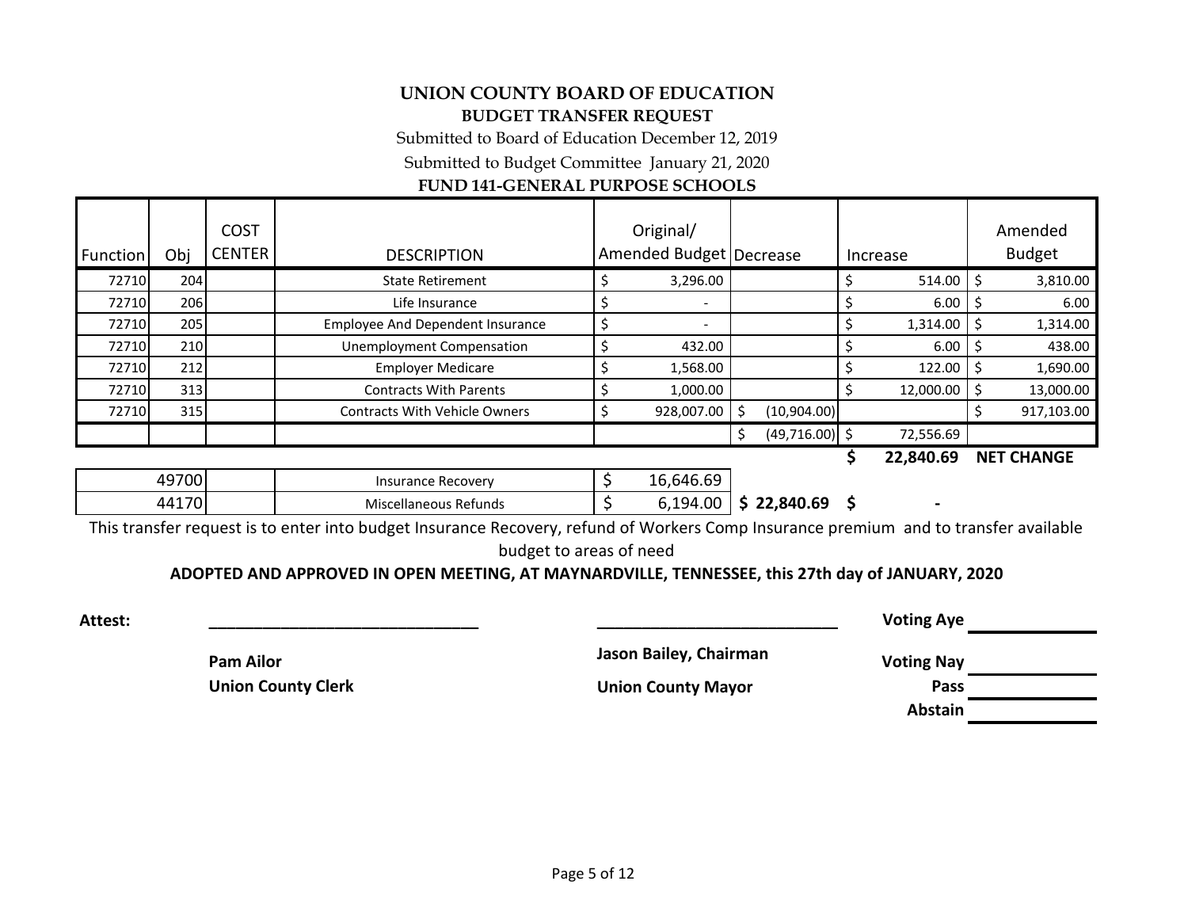# UNION COUNTY BOARD OF EDUCATION

## BUDGET TRANSFER REQUEST

Submitted to Board of Education December 12, 2019

Submitted to Budget Committee January 21, 2020

**FUND 141-GENERAL PURPOSE SCHOOLS**

| Function | Obj | COST CENTER | DESCRIPTION | Original/ Amended Budget | Decrease | Increase | Amended Budget |
|---|---|---|---|---|---|---|---|
| 72710 | 204 | | State Retirement | $ 3,296.00 | | $ 514.00 | $ 3,810.00 |
| 72710 | 206 | | Life Insurance | $ - | | $ 6.00 | $ 6.00 |
| 72710 | 205 | | Employee And Dependent Insurance | $ - | | $ 1,314.00 | $ 1,314.00 |
| 72710 | 210 | | Unemployment Compensation | $ 432.00 | | $ 6.00 | $ 438.00 |
| 72710 | 212 | | Employer Medicare | $ 1,568.00 | | $ 122.00 | $ 1,690.00 |
| 72710 | 313 | | Contracts With Parents | $ 1,000.00 | | $ 12,000.00 | $ 13,000.00 |
| 72710 | 315 | | Contracts With Vehicle Owners | $ 928,007.00 | $ (10,904.00) | | $ 917,103.00 |
| | | | | | $ (49,716.00) | $ 72,556.69 | |
| | | | | | | **$ 22,840.69** | **NET CHANGE** |
| | 49700 | | Insurance Recovery | $ 16,646.69 | | | |
| | 44170 | | Miscellaneous Refunds | $ 6,194.00 | **$ 22,840.69** | **$ -** | |

This transfer request is to enter into budget Insurance Recovery, refund of Workers Comp Insurance premium and to transfer available budget to areas of need

**ADOPTED AND APPROVED IN OPEN MEETING, AT MAYNARDVILLE, TENNESSEE, this 27th day of JANUARY, 2020**

**Attest:** ______________________________ ______________________________

**Pam Ailor**
**Union County Clerk**

**Jason Bailey, Chairman**
**Union County Mayor**

**Voting Aye** ____________

**Voting Nay** ____________

**Pass** ____________

**Abstain** ____________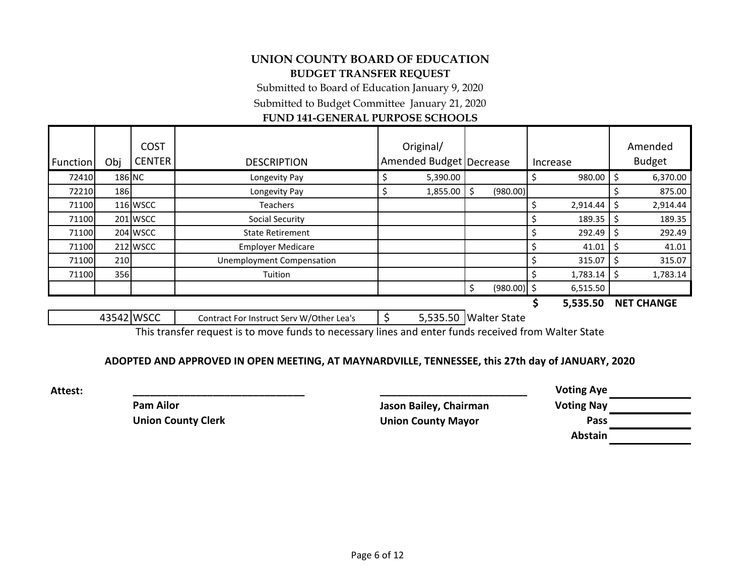# UNION COUNTY BOARD OF EDUCATION

## BUDGET TRANSFER REQUEST

Submitted to Board of Education January 9, 2020

Submitted to Budget Committee January 21, 2020

**FUND 141-GENERAL PURPOSE SCHOOLS**

| Function | Obj | COST CENTER | DESCRIPTION | Original/ Amended Budget | Decrease | Increase | Amended Budget |
|---|---|---|---|---|---|---|---|
| 72410 | 186 | NC | Longevity Pay | $ 5,390.00 | | $ 980.00 | $ 6,370.00 |
| 72210 | 186 | | Longevity Pay | $ 1,855.00 | $ (980.00) | | $ 875.00 |
| 71100 | 116 | WSCC | Teachers | | | $ 2,914.44 | $ 2,914.44 |
| 71100 | 201 | WSCC | Social Security | | | $ 189.35 | $ 189.35 |
| 71100 | 204 | WSCC | State Retirement | | | $ 292.49 | $ 292.49 |
| 71100 | 212 | WSCC | Employer Medicare | | | $ 41.01 | $ 41.01 |
| 71100 | 210 | | Unemployment Compensation | | | $ 315.07 | $ 315.07 |
| 71100 | 356 | | Tuition | | | $ 1,783.14 | $ 1,783.14 |
| | | | | | $ (980.00) | $ 6,515.50 | |
| | | | | | | **$ 5,535.50** | **NET CHANGE** |

| | Obj | COST CENTER | DESCRIPTION | Amount | |
|---|---|---|---|---|---|
| | 43542 | WSCC | Contract For Instruct Serv W/Other Lea's | $ 5,535.50 | Walter State |

This transfer request is to move funds to necessary lines and enter funds received from Walter State

**ADOPTED AND APPROVED IN OPEN MEETING, AT MAYNARDVILLE, TENNESSEE, this 27th day of JANUARY, 2020**

**Attest:** ______________________________

**Pam Ailor**
**Union County Clerk**

______________________________

**Jason Bailey, Chairman**
**Union County Mayor**

**Voting Aye** ____________

**Voting Nay** ____________

**Pass** ____________

**Abstain** ____________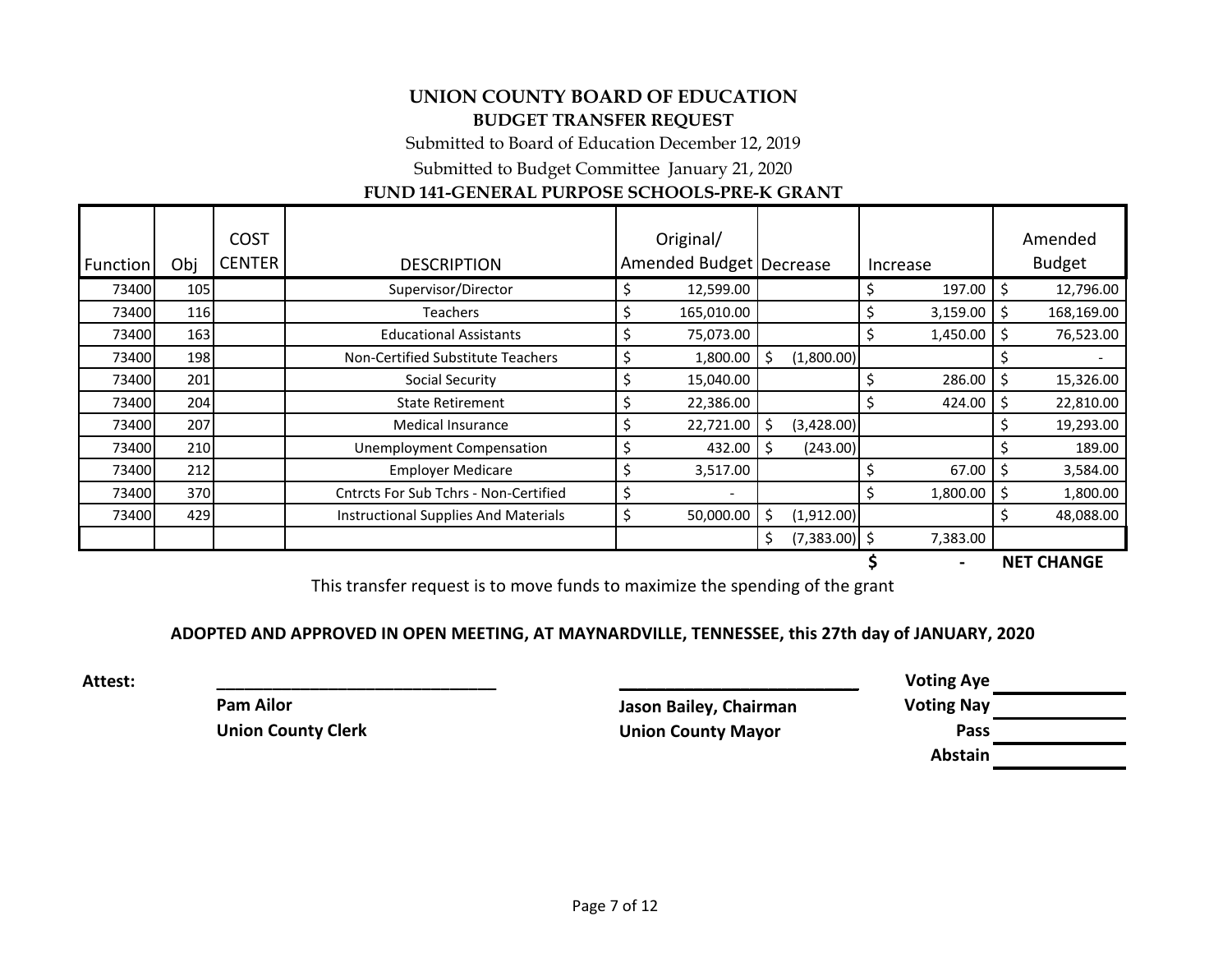# UNION COUNTY BOARD OF EDUCATION

## BUDGET TRANSFER REQUEST

Submitted to Board of Education December 12, 2019

Submitted to Budget Committee January 21, 2020

### FUND 141-GENERAL PURPOSE SCHOOLS-PRE-K GRANT

| Function | Obj | COST CENTER | DESCRIPTION | Original/ Amended Budget | Decrease | Increase | Amended Budget |
|---|---|---|---|---|---|---|---|
| 73400 | 105 | | Supervisor/Director | $ 12,599.00 | | $ 197.00 | $ 12,796.00 |
| 73400 | 116 | | Teachers | $ 165,010.00 | | $ 3,159.00 | $ 168,169.00 |
| 73400 | 163 | | Educational Assistants | $ 75,073.00 | | $ 1,450.00 | $ 76,523.00 |
| 73400 | 198 | | Non-Certified Substitute Teachers | $ 1,800.00 | $ (1,800.00) | | $ - |
| 73400 | 201 | | Social Security | $ 15,040.00 | | $ 286.00 | $ 15,326.00 |
| 73400 | 204 | | State Retirement | $ 22,386.00 | | $ 424.00 | $ 22,810.00 |
| 73400 | 207 | | Medical Insurance | $ 22,721.00 | $ (3,428.00) | | $ 19,293.00 |
| 73400 | 210 | | Unemployment Compensation | $ 432.00 | $ (243.00) | | $ 189.00 |
| 73400 | 212 | | Employer Medicare | $ 3,517.00 | | $ 67.00 | $ 3,584.00 |
| 73400 | 370 | | Cntrcts For Sub Tchrs - Non-Certified | $ - | | $ 1,800.00 | $ 1,800.00 |
| 73400 | 429 | | Instructional Supplies And Materials | $ 50,000.00 | $ (1,912.00) | | $ 48,088.00 |
| | | | | | $ (7,383.00) | $ 7,383.00 | |
| | | | | | | $ - | NET CHANGE |

This transfer request is to move funds to maximize the spending of the grant

**ADOPTED AND APPROVED IN OPEN MEETING, AT MAYNARDVILLE, TENNESSEE, this 27th day of JANUARY, 2020**

**Attest:** ______________________________

**Pam Ailor**
**Union County Clerk**

______________________________

**Jason Bailey, Chairman**
**Union County Mayor**

**Voting Aye** ____________
**Voting Nay** ____________
**Pass** ____________
**Abstain** ____________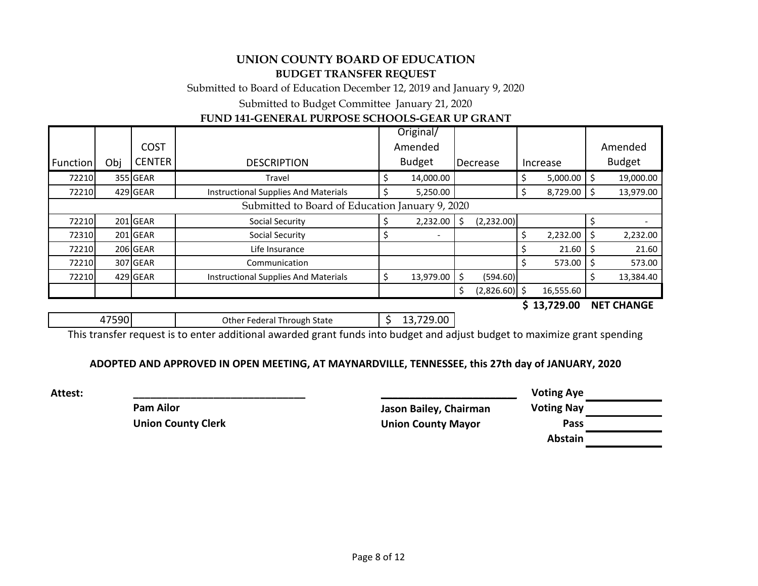# UNION COUNTY BOARD OF EDUCATION

## BUDGET TRANSFER REQUEST

Submitted to Board of Education December 12, 2019 and January 9, 2020

Submitted to Budget Committee January 21, 2020

### FUND 141-GENERAL PURPOSE SCHOOLS-GEAR UP GRANT

| Function | Obj | COST CENTER | DESCRIPTION | Original/ Amended Budget | Decrease | Increase | Amended Budget |
|---|---|---|---|---|---|---|---|
| 72210 | 355 | GEAR | Travel | $ 14,000.00 | | $ 5,000.00 | $ 19,000.00 |
| 72210 | 429 | GEAR | Instructional Supplies And Materials | $ 5,250.00 | | $ 8,729.00 | $ 13,979.00 |
| | | | Submitted to Board of Education January 9, 2020 | | | | |
| 72210 | 201 | GEAR | Social Security | $ 2,232.00 | $ (2,232.00) | | $ - |
| 72310 | 201 | GEAR | Social Security | $ - | | $ 2,232.00 | $ 2,232.00 |
| 72210 | 206 | GEAR | Life Insurance | | | $ 21.60 | $ 21.60 |
| 72210 | 307 | GEAR | Communication | | | $ 573.00 | $ 573.00 |
| 72210 | 429 | GEAR | Instructional Supplies And Materials | $ 13,979.00 | $ (594.60) | | $ 13,384.40 |
| | | | | | $ (2,826.60) | $ 16,555.60 | |
| | | | | | | **$ 13,729.00** | **NET CHANGE** |

| 47590 | | Other Federal Through State | $ 13,729.00 |
|---|---|---|---|

This transfer request is to enter additional awarded grant funds into budget and adjust budget to maximize grant spending

**ADOPTED AND APPROVED IN OPEN MEETING, AT MAYNARDVILLE, TENNESSEE, this 27th day of JANUARY, 2020**

**Attest:** ______________________________

**Pam Ailor**
**Union County Clerk**

______________________________

**Jason Bailey, Chairman**
**Union County Mayor**

**Voting Aye** ____________
**Voting Nay** ____________
**Pass** ____________
**Abstain** ____________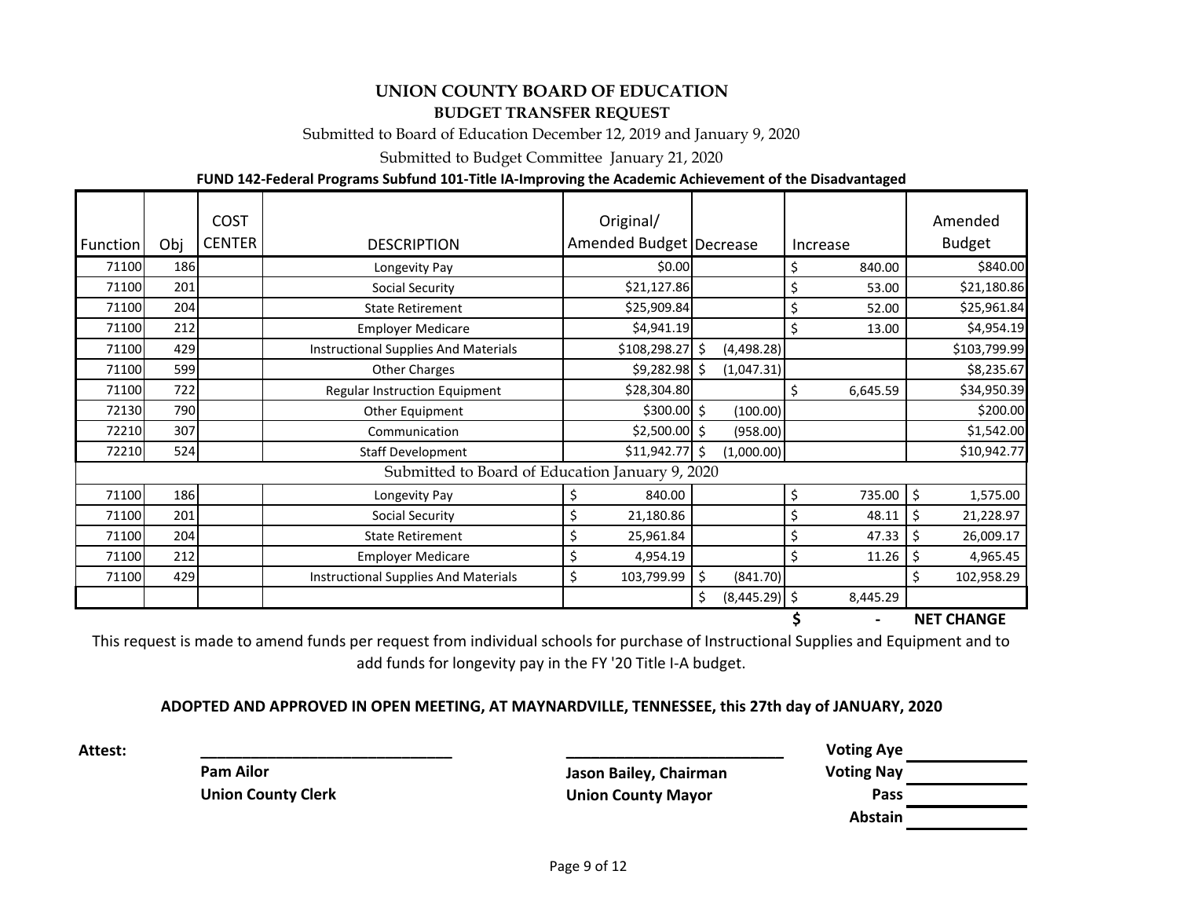# UNION COUNTY BOARD OF EDUCATION

## BUDGET TRANSFER REQUEST

Submitted to Board of Education December 12, 2019 and January 9, 2020

Submitted to Budget Committee January 21, 2020

**FUND 142-Federal Programs Subfund 101-Title IA-Improving the Academic Achievement of the Disadvantaged**

| Function | Obj | COST CENTER | DESCRIPTION | Original/ Amended Budget | Decrease | Increase | Amended Budget |
|---|---|---|---|---|---|---|---|
| 71100 | 186 | | Longevity Pay | $0.00 | | $ 840.00 | $840.00 |
| 71100 | 201 | | Social Security | $21,127.86 | | $ 53.00 | $21,180.86 |
| 71100 | 204 | | State Retirement | $25,909.84 | | $ 52.00 | $25,961.84 |
| 71100 | 212 | | Employer Medicare | $4,941.19 | | $ 13.00 | $4,954.19 |
| 71100 | 429 | | Instructional Supplies And Materials | $108,298.27 | $ (4,498.28) | | $103,799.99 |
| 71100 | 599 | | Other Charges | $9,282.98 | $ (1,047.31) | | $8,235.67 |
| 71100 | 722 | | Regular Instruction Equipment | $28,304.80 | | $ 6,645.59 | $34,950.39 |
| 72130 | 790 | | Other Equipment | $300.00 | $ (100.00) | | $200.00 |
| 72210 | 307 | | Communication | $2,500.00 | $ (958.00) | | $1,542.00 |
| 72210 | 524 | | Staff Development | $11,942.77 | $ (1,000.00) | | $10,942.77 |
| Submitted to Board of Education January 9, 2020 | | | | | | | |
| 71100 | 186 | | Longevity Pay | $ 840.00 | | $ 735.00 | $ 1,575.00 |
| 71100 | 201 | | Social Security | $ 21,180.86 | | $ 48.11 | $ 21,228.97 |
| 71100 | 204 | | State Retirement | $ 25,961.84 | | $ 47.33 | $ 26,009.17 |
| 71100 | 212 | | Employer Medicare | $ 4,954.19 | | $ 11.26 | $ 4,965.45 |
| 71100 | 429 | | Instructional Supplies And Materials | $ 103,799.99 | $ (841.70) | | $ 102,958.29 |
| | | | | | $ (8,445.29) | $ 8,445.29 | |
| | | | | | | **$ -** | **NET CHANGE** |

This request is made to amend funds per request from individual schools for purchase of Instructional Supplies and Equipment and to add funds for longevity pay in the FY '20 Title I-A budget.

**ADOPTED AND APPROVED IN OPEN MEETING, AT MAYNARDVILLE, TENNESSEE, this 27th day of JANUARY, 2020**

**Attest:** ______________________________ ______________________________

**Pam Ailor** — **Union County Clerk**

**Jason Bailey, Chairman** — **Union County Mayor**

**Voting Aye** ____________

**Voting Nay** ____________

**Pass** ____________

**Abstain** ____________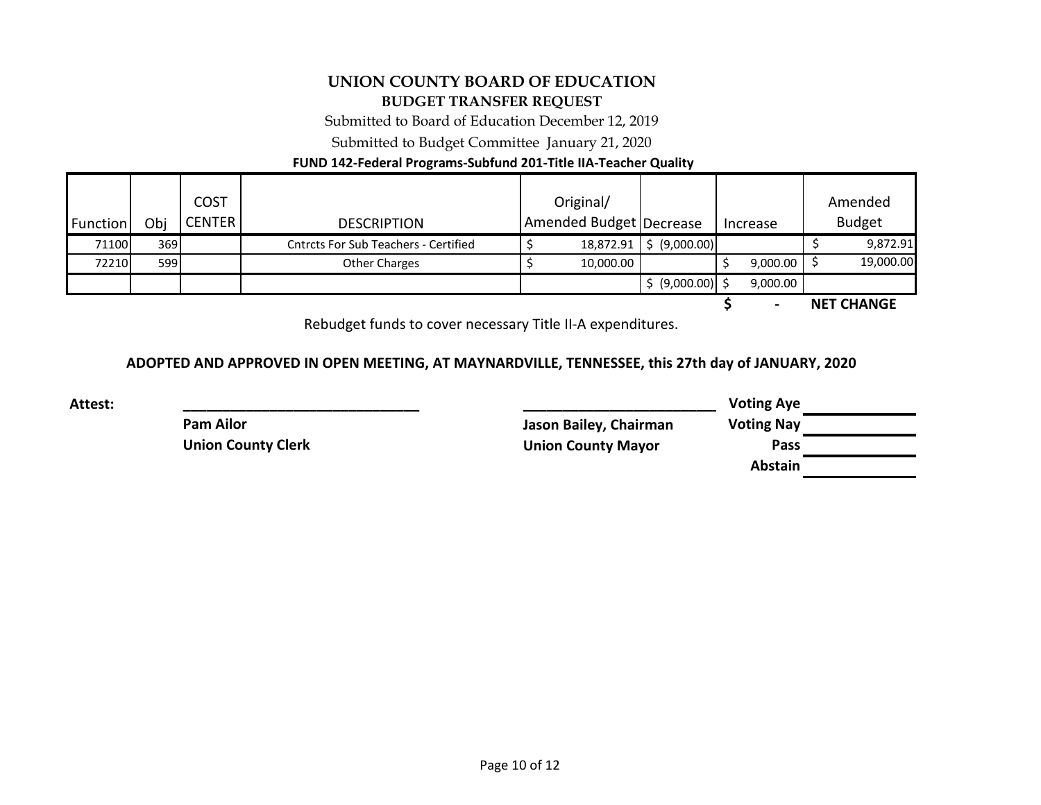# UNION COUNTY BOARD OF EDUCATION

## BUDGET TRANSFER REQUEST

Submitted to Board of Education December 12, 2019

Submitted to Budget Committee January 21, 2020

**FUND 142-Federal Programs-Subfund 201-Title IIA-Teacher Quality**

| Function | Obj | COST CENTER | DESCRIPTION | Original/ Amended Budget | Decrease | Increase | Amended Budget |
|---|---|---|---|---|---|---|---|
| 71100 | 369 | | Cntrcts For Sub Teachers - Certified | $ 18,872.91 | $ (9,000.00) | | $ 9,872.91 |
| 72210 | 599 | | Other Charges | $ 10,000.00 | | $ 9,000.00 | $ 19,000.00 |
| | | | | | $ (9,000.00) | $ 9,000.00 | |
| | | | | | | $ - | **NET CHANGE** |

Rebudget funds to cover necessary Title II-A expenditures.

**ADOPTED AND APPROVED IN OPEN MEETING, AT MAYNARDVILLE, TENNESSEE, this 27th day of JANUARY, 2020**

**Attest:** ______________________________

**Pam Ailor**
**Union County Clerk**

______________________________

**Jason Bailey, Chairman**
**Union County Mayor**

**Voting Aye** ____________

**Voting Nay** ____________

**Pass** ____________

**Abstain** ____________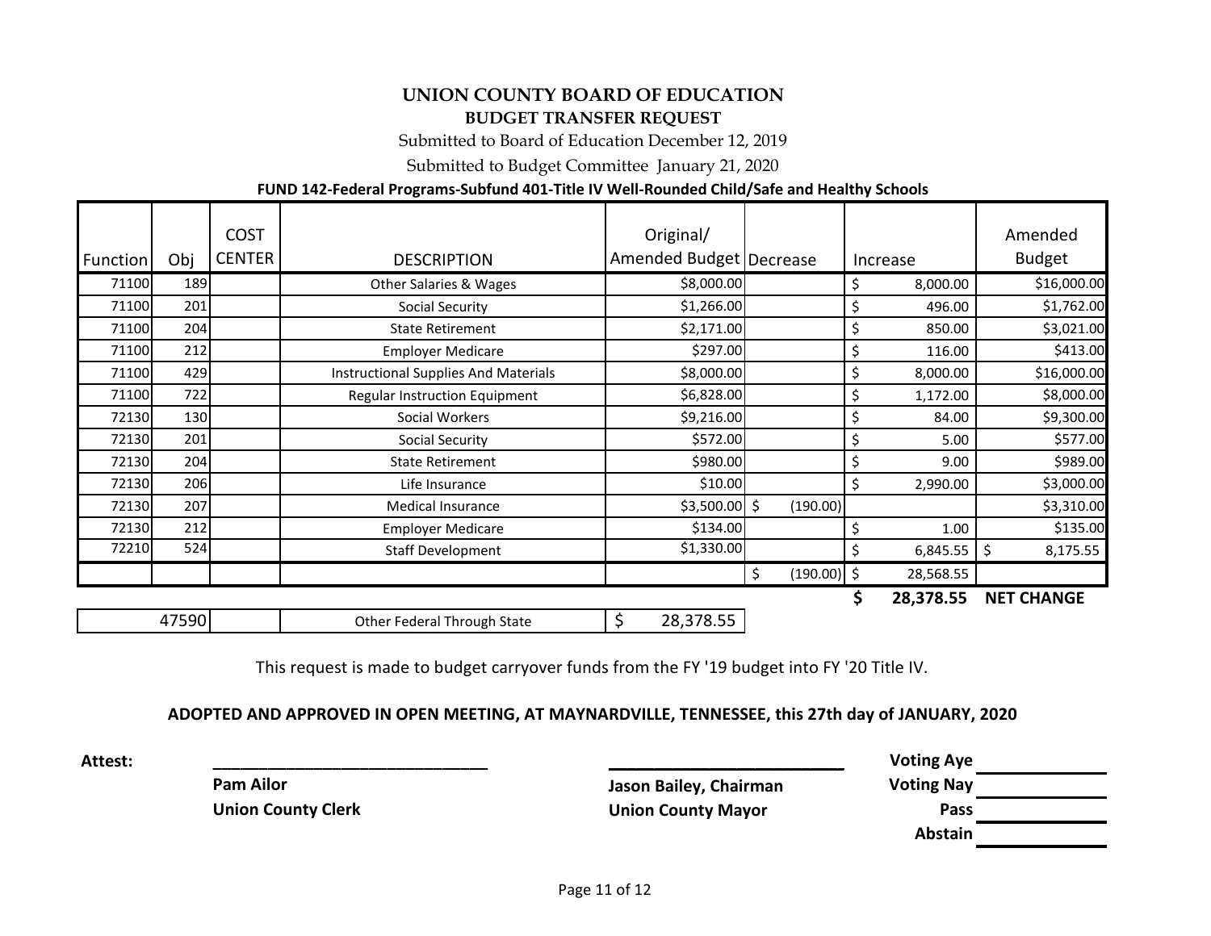# UNION COUNTY BOARD OF EDUCATION

## BUDGET TRANSFER REQUEST

Submitted to Board of Education December 12, 2019

Submitted to Budget Committee January 21, 2020

**FUND 142-Federal Programs-Subfund 401-Title IV Well-Rounded Child/Safe and Healthy Schools**

| Function | Obj | COST CENTER | DESCRIPTION | Original/ Amended Budget | Decrease | Increase | Amended Budget |
|---|---|---|---|---|---|---|---|
| 71100 | 189 | | Other Salaries & Wages | $8,000.00 | | $ 8,000.00 | $16,000.00 |
| 71100 | 201 | | Social Security | $1,266.00 | | $ 496.00 | $1,762.00 |
| 71100 | 204 | | State Retirement | $2,171.00 | | $ 850.00 | $3,021.00 |
| 71100 | 212 | | Employer Medicare | $297.00 | | $ 116.00 | $413.00 |
| 71100 | 429 | | Instructional Supplies And Materials | $8,000.00 | | $ 8,000.00 | $16,000.00 |
| 71100 | 722 | | Regular Instruction Equipment | $6,828.00 | | $ 1,172.00 | $8,000.00 |
| 72130 | 130 | | Social Workers | $9,216.00 | | $ 84.00 | $9,300.00 |
| 72130 | 201 | | Social Security | $572.00 | | $ 5.00 | $577.00 |
| 72130 | 204 | | State Retirement | $980.00 | | $ 9.00 | $989.00 |
| 72130 | 206 | | Life Insurance | $10.00 | | $ 2,990.00 | $3,000.00 |
| 72130 | 207 | | Medical Insurance | $3,500.00 | $ (190.00) | | $3,310.00 |
| 72130 | 212 | | Employer Medicare | $134.00 | | $ 1.00 | $135.00 |
| 72210 | 524 | | Staff Development | $1,330.00 | | $ 6,845.55 | $ 8,175.55 |
| | | | | | $ (190.00) | $ 28,568.55 | |
| | | | | | | **$ 28,378.55** | **NET CHANGE** |
| | 47590 | | Other Federal Through State | $ 28,378.55 | | | |

This request is made to budget carryover funds from the FY '19 budget into FY '20 Title IV.

**ADOPTED AND APPROVED IN OPEN MEETING, AT MAYNARDVILLE, TENNESSEE, this 27th day of JANUARY, 2020**

**Attest:** ______________________________ ______________________________

**Pam Ailor**
**Union County Clerk**

**Jason Bailey, Chairman**
**Union County Mayor**

**Voting Aye** ____________
**Voting Nay** ____________
**Pass** ____________
**Abstain** ____________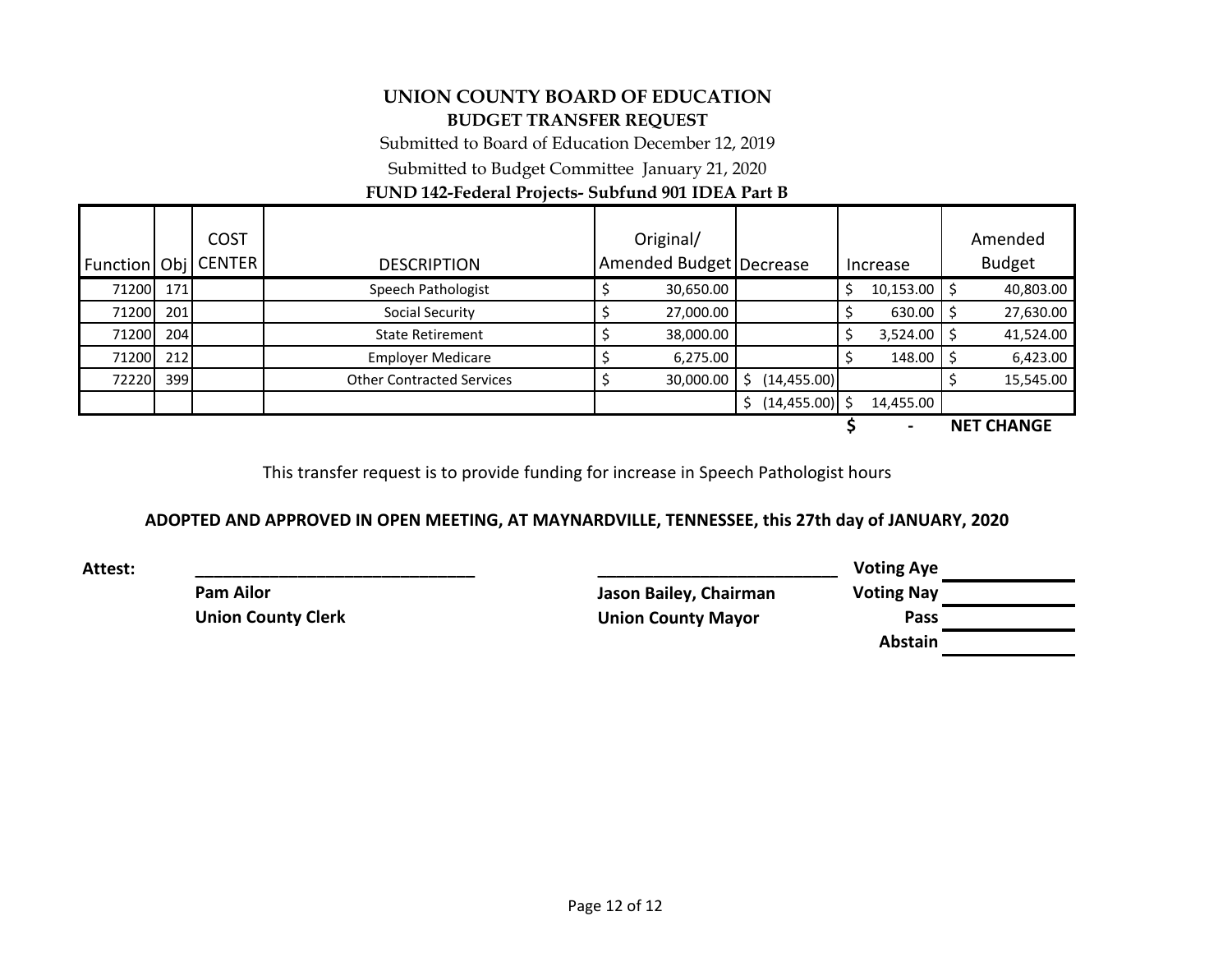# UNION COUNTY BOARD OF EDUCATION

## BUDGET TRANSFER REQUEST

Submitted to Board of Education December 12, 2019

Submitted to Budget Committee January 21, 2020

**FUND 142-Federal Projects- Subfund 901 IDEA Part B**

| Function | Obj | COST CENTER | DESCRIPTION | Original/ Amended Budget | Decrease | Increase | Amended Budget |
|---|---|---|---|---|---|---|---|
| 71200 | 171 | | Speech Pathologist | $ 30,650.00 | | $ 10,153.00 | $ 40,803.00 |
| 71200 | 201 | | Social Security | $ 27,000.00 | | $ 630.00 | $ 27,630.00 |
| 71200 | 204 | | State Retirement | $ 38,000.00 | | $ 3,524.00 | $ 41,524.00 |
| 71200 | 212 | | Employer Medicare | $ 6,275.00 | | $ 148.00 | $ 6,423.00 |
| 72220 | 399 | | Other Contracted Services | $ 30,000.00 | $ (14,455.00) | | $ 15,545.00 |
| | | | | | $ (14,455.00) | $ 14,455.00 | |
| | | | | | | **$ -** | **NET CHANGE** |

This transfer request is to provide funding for increase in Speech Pathologist hours

**ADOPTED AND APPROVED IN OPEN MEETING, AT MAYNARDVILLE, TENNESSEE, this 27th day of JANUARY, 2020**

**Attest:** ______________________________ ______________________________

**Pam Ailor** **Jason Bailey, Chairman**

**Union County Clerk** **Union County Mayor**

**Voting Aye** ______________

**Voting Nay** ______________

**Pass** ______________

**Abstain** ______________